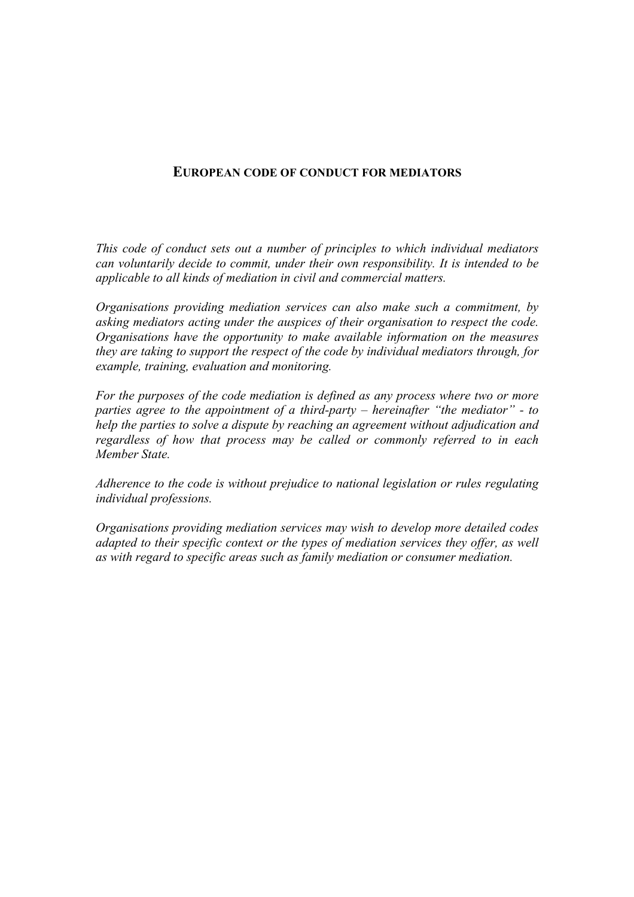# European code of conduct for mediators

*This code of conduct sets out a number of principles to which individual mediators can voluntarily decide to commit, under their own responsibility. It is intended to be applicable to all kinds of mediation in civil and commercial matters.*

*Organisations providing mediation services can also make such a commitment, by asking mediators acting under the auspices of their organisation to respect the code. Organisations have the opportunity to make available information on the measures they are taking to support the respect of the code by individual mediators through, for example, training, evaluation and monitoring.*

*For the purposes of the code mediation is defined as any process where two or more parties agree to the appointment of a third-party – hereinafter "the mediator" - to help the parties to solve a dispute by reaching an agreement without adjudication and regardless of how that process may be called or commonly referred to in each Member State.*

*Adherence to the code is without prejudice to national legislation or rules regulating individual professions.*

*Organisations providing mediation services may wish to develop more detailed codes adapted to their specific context or the types of mediation services they offer, as well as with regard to specific areas such as family mediation or consumer mediation.*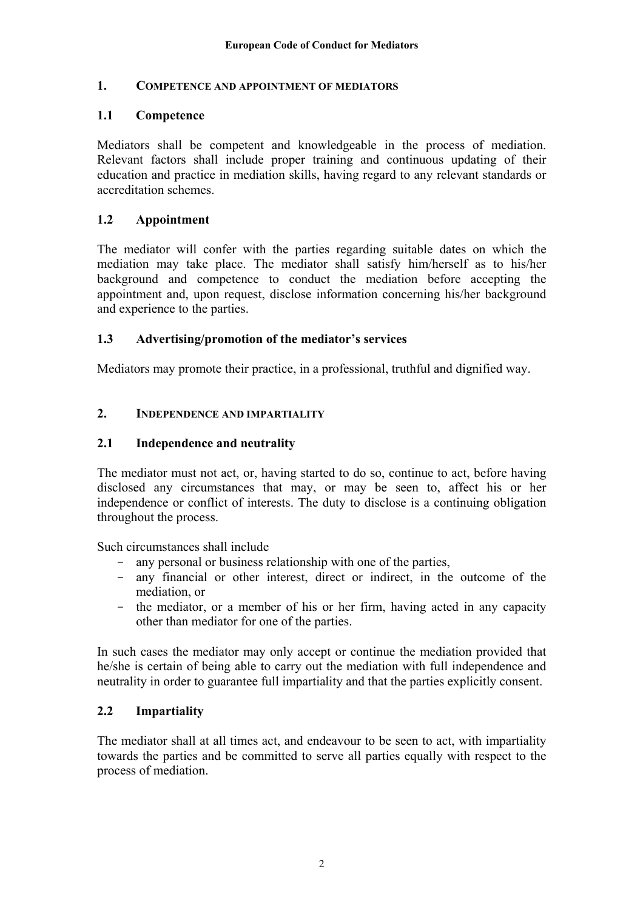## 1. Competence and appointment of mediators

### 1.1 Competence

Mediators shall be competent and knowledgeable in the process of mediation. Relevant factors shall include proper training and continuous updating of their education and practice in mediation skills, having regard to any relevant standards or accreditation schemes.

### 1.2 Appointment

The mediator will confer with the parties regarding suitable dates on which the mediation may take place. The mediator shall satisfy him/herself as to his/her background and competence to conduct the mediation before accepting the appointment and, upon request, disclose information concerning his/her background and experience to the parties.

### 1.3 Advertising/promotion of the mediator's services

Mediators may promote their practice, in a professional, truthful and dignified way.

## 2. Independence and impartiality

### 2.1 Independence and neutrality

The mediator must not act, or, having started to do so, continue to act, before having disclosed any circumstances that may, or may be seen to, affect his or her independence or conflict of interests. The duty to disclose is a continuing obligation throughout the process.

Such circumstances shall include

- any personal or business relationship with one of the parties,
- any financial or other interest, direct or indirect, in the outcome of the mediation, or
- the mediator, or a member of his or her firm, having acted in any capacity other than mediator for one of the parties.

In such cases the mediator may only accept or continue the mediation provided that he/she is certain of being able to carry out the mediation with full independence and neutrality in order to guarantee full impartiality and that the parties explicitly consent.

### 2.2 Impartiality

The mediator shall at all times act, and endeavour to be seen to act, with impartiality towards the parties and be committed to serve all parties equally with respect to the process of mediation.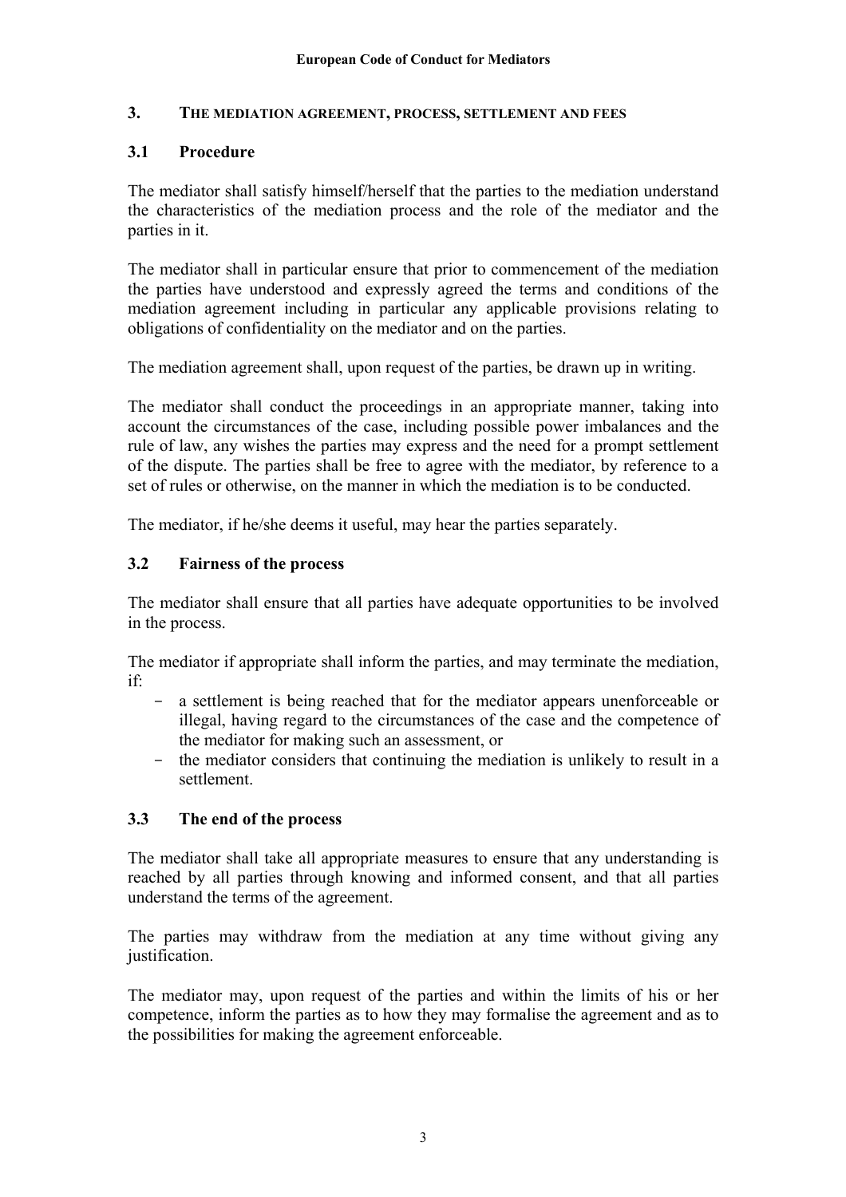## 3. THE MEDIATION AGREEMENT, PROCESS, SETTLEMENT AND FEES

### 3.1 Procedure

The mediator shall satisfy himself/herself that the parties to the mediation understand the characteristics of the mediation process and the role of the mediator and the parties in it.

The mediator shall in particular ensure that prior to commencement of the mediation the parties have understood and expressly agreed the terms and conditions of the mediation agreement including in particular any applicable provisions relating to obligations of confidentiality on the mediator and on the parties.

The mediation agreement shall, upon request of the parties, be drawn up in writing.

The mediator shall conduct the proceedings in an appropriate manner, taking into account the circumstances of the case, including possible power imbalances and the rule of law, any wishes the parties may express and the need for a prompt settlement of the dispute. The parties shall be free to agree with the mediator, by reference to a set of rules or otherwise, on the manner in which the mediation is to be conducted.

The mediator, if he/she deems it useful, may hear the parties separately.

### 3.2 Fairness of the process

The mediator shall ensure that all parties have adequate opportunities to be involved in the process.

The mediator if appropriate shall inform the parties, and may terminate the mediation, if:

- a settlement is being reached that for the mediator appears unenforceable or illegal, having regard to the circumstances of the case and the competence of the mediator for making such an assessment, or
- the mediator considers that continuing the mediation is unlikely to result in a settlement.

### 3.3 The end of the process

The mediator shall take all appropriate measures to ensure that any understanding is reached by all parties through knowing and informed consent, and that all parties understand the terms of the agreement.

The parties may withdraw from the mediation at any time without giving any justification.

The mediator may, upon request of the parties and within the limits of his or her competence, inform the parties as to how they may formalise the agreement and as to the possibilities for making the agreement enforceable.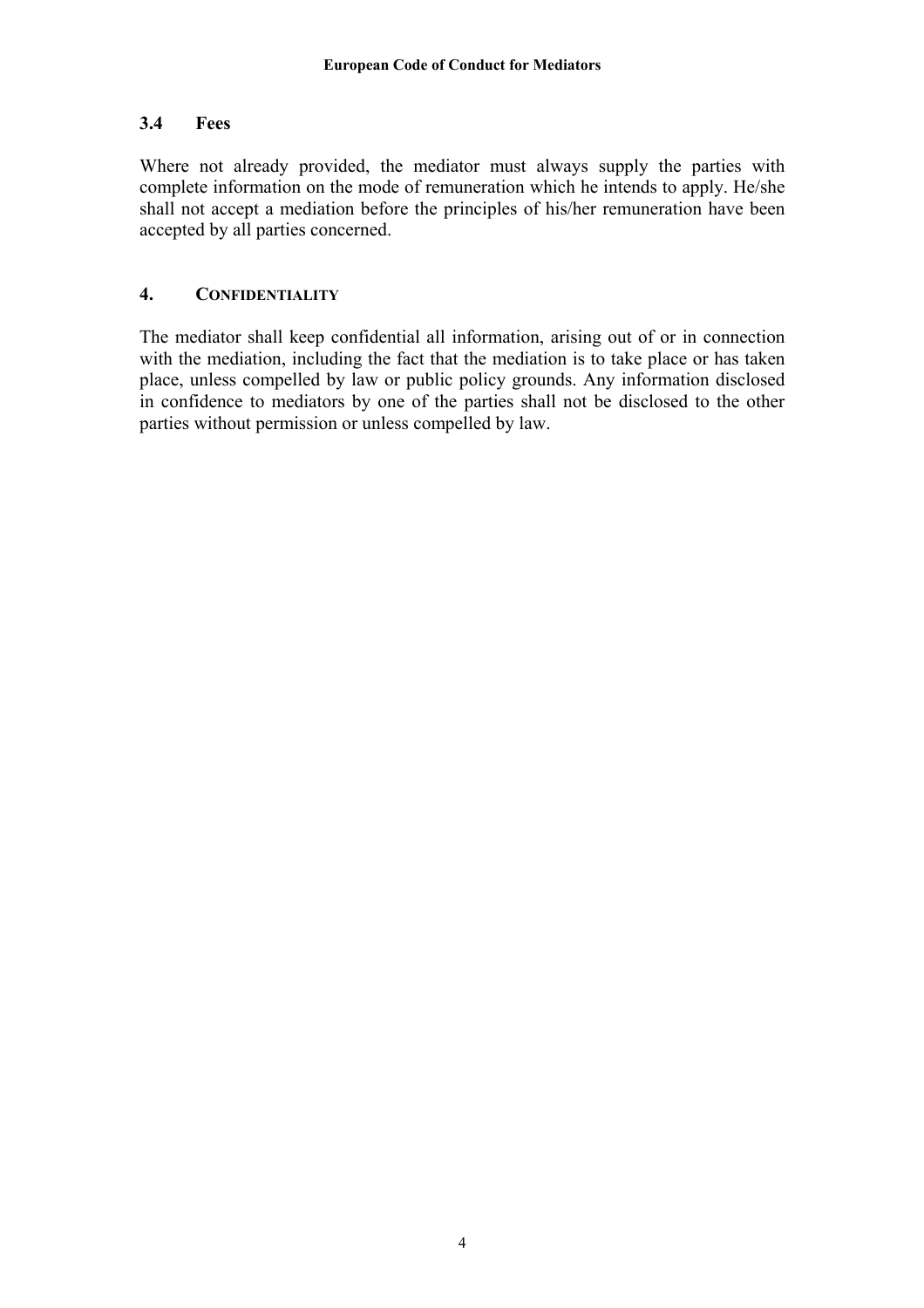### 3.4 Fees

Where not already provided, the mediator must always supply the parties with complete information on the mode of remuneration which he intends to apply. He/she shall not accept a mediation before the principles of his/her remuneration have been accepted by all parties concerned.

## 4. CONFIDENTIALITY

The mediator shall keep confidential all information, arising out of or in connection with the mediation, including the fact that the mediation is to take place or has taken place, unless compelled by law or public policy grounds. Any information disclosed in confidence to mediators by one of the parties shall not be disclosed to the other parties without permission or unless compelled by law.